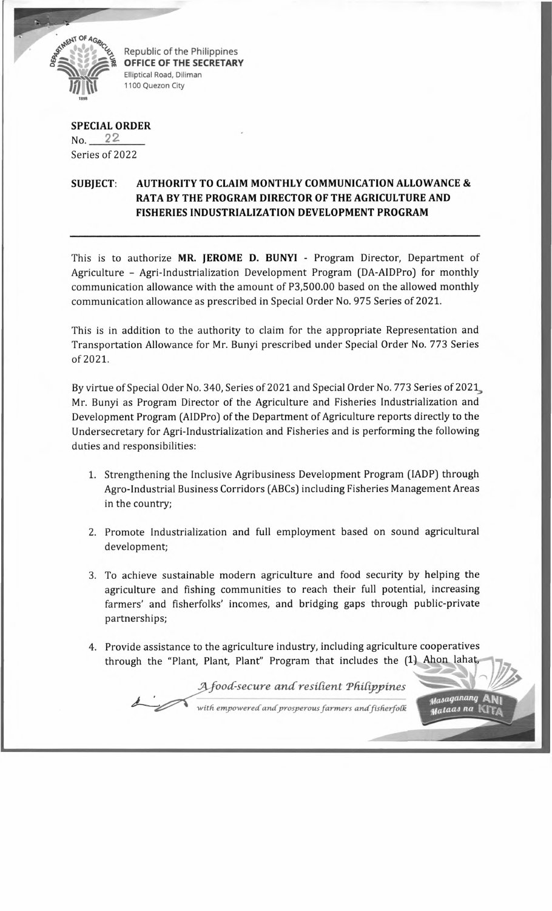Republic of the Philippines
**OFFICE OF THE SECRETARY**
Elliptical Road, Diliman
1100 Quezon City

**SPECIAL ORDER**
No. 22
Series of 2022

**SUBJECT: AUTHORITY TO CLAIM MONTHLY COMMUNICATION ALLOWANCE & RATA BY THE PROGRAM DIRECTOR OF THE AGRICULTURE AND FISHERIES INDUSTRIALIZATION DEVELOPMENT PROGRAM**

---

This is to authorize **MR. JEROME D. BUNYI** - Program Director, Department of Agriculture – Agri-Industrialization Development Program (DA-AIDPro) for monthly communication allowance with the amount of P3,500.00 based on the allowed monthly communication allowance as prescribed in Special Order No. 975 Series of 2021.

This is in addition to the authority to claim for the appropriate Representation and Transportation Allowance for Mr. Bunyi prescribed under Special Order No. 773 Series of 2021.

By virtue of Special Oder No. 340, Series of 2021 and Special Order No. 773 Series of 2021, Mr. Bunyi as Program Director of the Agriculture and Fisheries Industrialization and Development Program (AIDPro) of the Department of Agriculture reports directly to the Undersecretary for Agri-Industrialization and Fisheries and is performing the following duties and responsibilities:

1. Strengthening the Inclusive Agribusiness Development Program (IADP) through Agro-Industrial Business Corridors (ABCs) including Fisheries Management Areas in the country;

2. Promote Industrialization and full employment based on sound agricultural development;

3. To achieve sustainable modern agriculture and food security by helping the agriculture and fishing communities to reach their full potential, increasing farmers' and fisherfolks' incomes, and bridging gaps through public-private partnerships;

4. Provide assistance to the agriculture industry, including agriculture cooperatives through the "Plant, Plant, Plant" Program that includes the (1) Ahon lahat,

*A food-secure and resilient Philippines with empowered and prosperous farmers and fisherfolk*

Masaganang ANI Mataas na KITA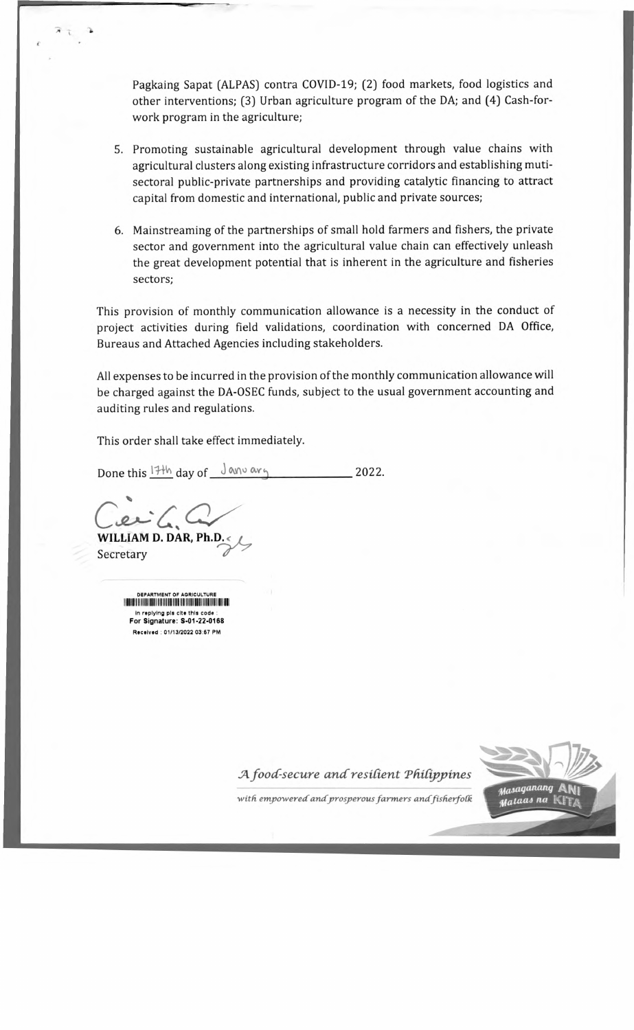Pagkaing Sapat (ALPAS) contra COVID-19; (2) food markets, food logistics and other interventions; (3) Urban agriculture program of the DA; and (4) Cash-for-work program in the agriculture;

5. Promoting sustainable agricultural development through value chains with agricultural clusters along existing infrastructure corridors and establishing muti-sectoral public-private partnerships and providing catalytic financing to attract capital from domestic and international, public and private sources;

6. Mainstreaming of the partnerships of small hold farmers and fishers, the private sector and government into the agricultural value chain can effectively unleash the great development potential that is inherent in the agriculture and fisheries sectors;

This provision of monthly communication allowance is a necessity in the conduct of project activities during field validations, coordination with concerned DA Office, Bureaus and Attached Agencies including stakeholders.

All expenses to be incurred in the provision of the monthly communication allowance will be charged against the DA-OSEC funds, subject to the usual government accounting and auditing rules and regulations.

This order shall take effect immediately.

Done this 17th day of January 2022.

**WILLIAM D. DAR, Ph.D.**
Secretary

DEPARTMENT OF AGRICULTURE
In replying pls cite this code :
For Signature: S-01-22-0168
Received : 01/13/2022 03:57 PM

*A food-secure and resilient Philippines*
*with empowered and prosperous farmers and fisherfolk*

Masaganang ANI Mataas na KITA